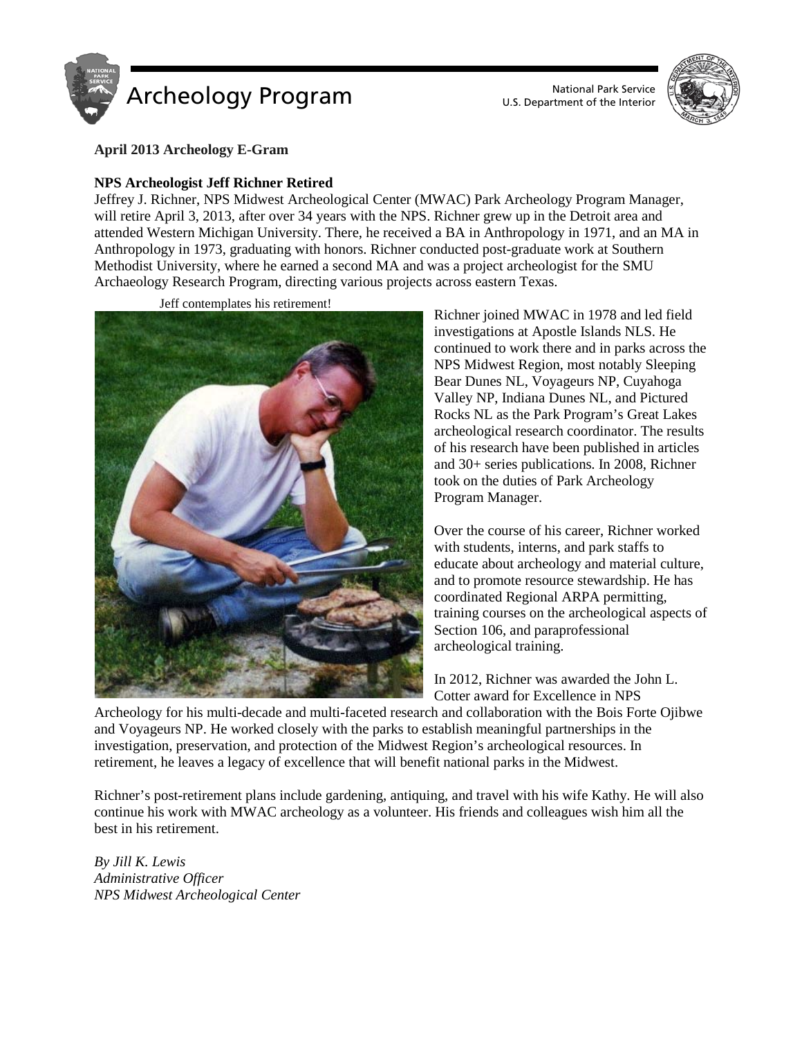# Archeology Program

National Park Service
U.S. Department of the Interior

**April 2013 Archeology E-Gram**

## NPS Archeologist Jeff Richner Retired

Jeffrey J. Richner, NPS Midwest Archeological Center (MWAC) Park Archeology Program Manager, will retire April 3, 2013, after over 34 years with the NPS. Richner grew up in the Detroit area and attended Western Michigan University. There, he received a BA in Anthropology in 1971, and an MA in Anthropology in 1973, graduating with honors. Richner conducted post-graduate work at Southern Methodist University, where he earned a second MA and was a project archeologist for the SMU Archaeology Research Program, directing various projects across eastern Texas.

Jeff contemplates his retirement!

Richner joined MWAC in 1978 and led field investigations at Apostle Islands NLS. He continued to work there and in parks across the NPS Midwest Region, most notably Sleeping Bear Dunes NL, Voyageurs NP, Cuyahoga Valley NP, Indiana Dunes NL, and Pictured Rocks NL as the Park Program's Great Lakes archeological research coordinator. The results of his research have been published in articles and 30+ series publications. In 2008, Richner took on the duties of Park Archeology Program Manager.

Over the course of his career, Richner worked with students, interns, and park staffs to educate about archeology and material culture, and to promote resource stewardship. He has coordinated Regional ARPA permitting, training courses on the archeological aspects of Section 106, and paraprofessional archeological training.

In 2012, Richner was awarded the John L. Cotter award for Excellence in NPS Archeology for his multi-decade and multi-faceted research and collaboration with the Bois Forte Ojibwe and Voyageurs NP. He worked closely with the parks to establish meaningful partnerships in the investigation, preservation, and protection of the Midwest Region's archeological resources. In retirement, he leaves a legacy of excellence that will benefit national parks in the Midwest.

Richner's post-retirement plans include gardening, antiquing, and travel with his wife Kathy. He will also continue his work with MWAC archeology as a volunteer. His friends and colleagues wish him all the best in his retirement.

*By Jill K. Lewis*
*Administrative Officer*
*NPS Midwest Archeological Center*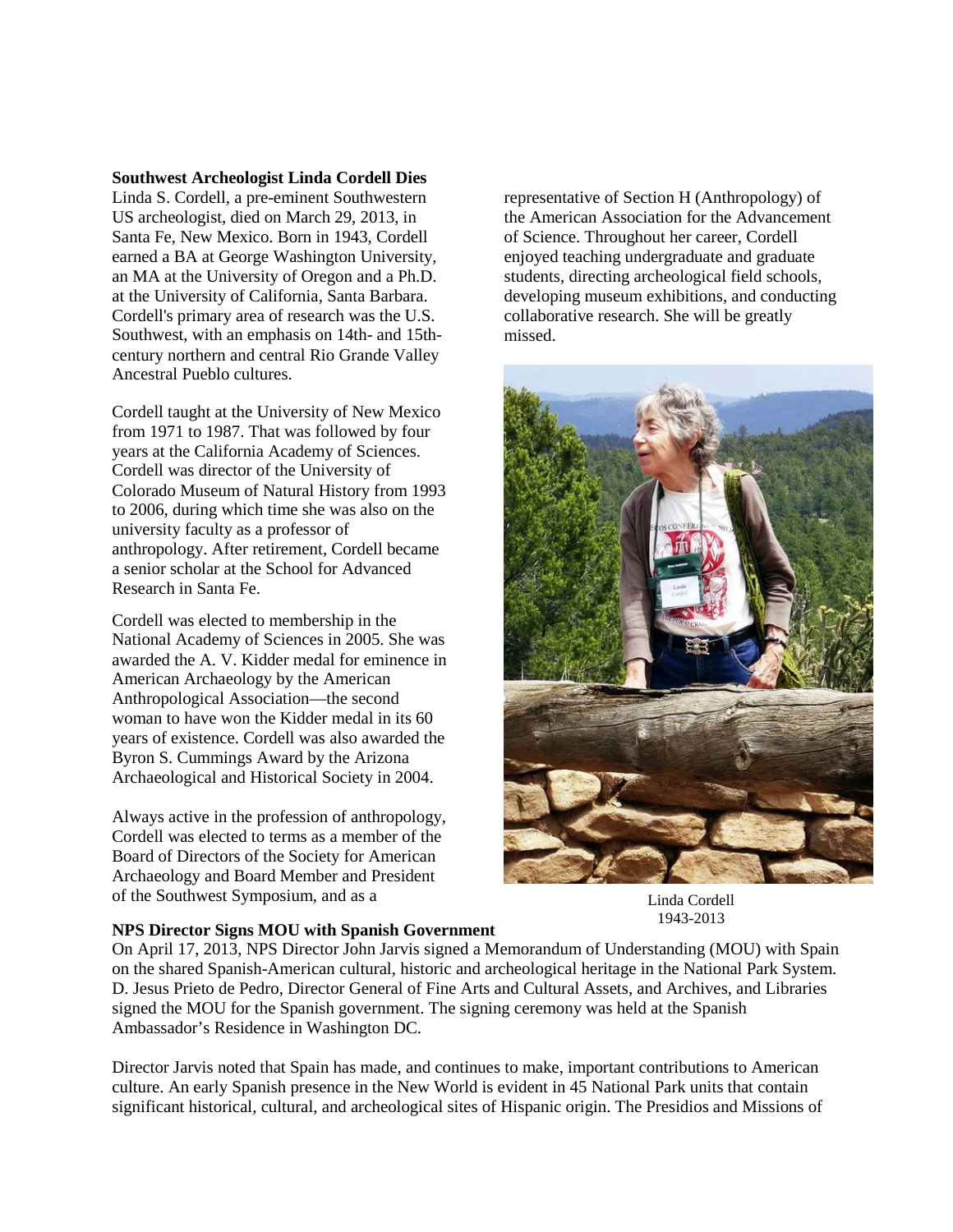**Southwest Archeologist Linda Cordell Dies**

Linda S. Cordell, a pre-eminent Southwestern US archeologist, died on March 29, 2013, in Santa Fe, New Mexico. Born in 1943, Cordell earned a BA at George Washington University, an MA at the University of Oregon and a Ph.D. at the University of California, Santa Barbara. Cordell's primary area of research was the U.S. Southwest, with an emphasis on 14th- and 15th-century northern and central Rio Grande Valley Ancestral Pueblo cultures.

Cordell taught at the University of New Mexico from 1971 to 1987. That was followed by four years at the California Academy of Sciences. Cordell was director of the University of Colorado Museum of Natural History from 1993 to 2006, during which time she was also on the university faculty as a professor of anthropology. After retirement, Cordell became a senior scholar at the School for Advanced Research in Santa Fe.

Cordell was elected to membership in the National Academy of Sciences in 2005. She was awarded the A. V. Kidder medal for eminence in American Archaeology by the American Anthropological Association—the second woman to have won the Kidder medal in its 60 years of existence. Cordell was also awarded the Byron S. Cummings Award by the Arizona Archaeological and Historical Society in 2004.

Always active in the profession of anthropology, Cordell was elected to terms as a member of the Board of Directors of the Society for American Archaeology and Board Member and President of the Southwest Symposium, and as a representative of Section H (Anthropology) of the American Association for the Advancement of Science. Throughout her career, Cordell enjoyed teaching undergraduate and graduate students, directing archeological field schools, developing museum exhibitions, and conducting collaborative research. She will be greatly missed.

Linda Cordell
1943-2013

**NPS Director Signs MOU with Spanish Government**

On April 17, 2013, NPS Director John Jarvis signed a Memorandum of Understanding (MOU) with Spain on the shared Spanish-American cultural, historic and archeological heritage in the National Park System. D. Jesus Prieto de Pedro, Director General of Fine Arts and Cultural Assets, and Archives, and Libraries signed the MOU for the Spanish government. The signing ceremony was held at the Spanish Ambassador's Residence in Washington DC.

Director Jarvis noted that Spain has made, and continues to make, important contributions to American culture. An early Spanish presence in the New World is evident in 45 National Park units that contain significant historical, cultural, and archeological sites of Hispanic origin. The Presidios and Missions of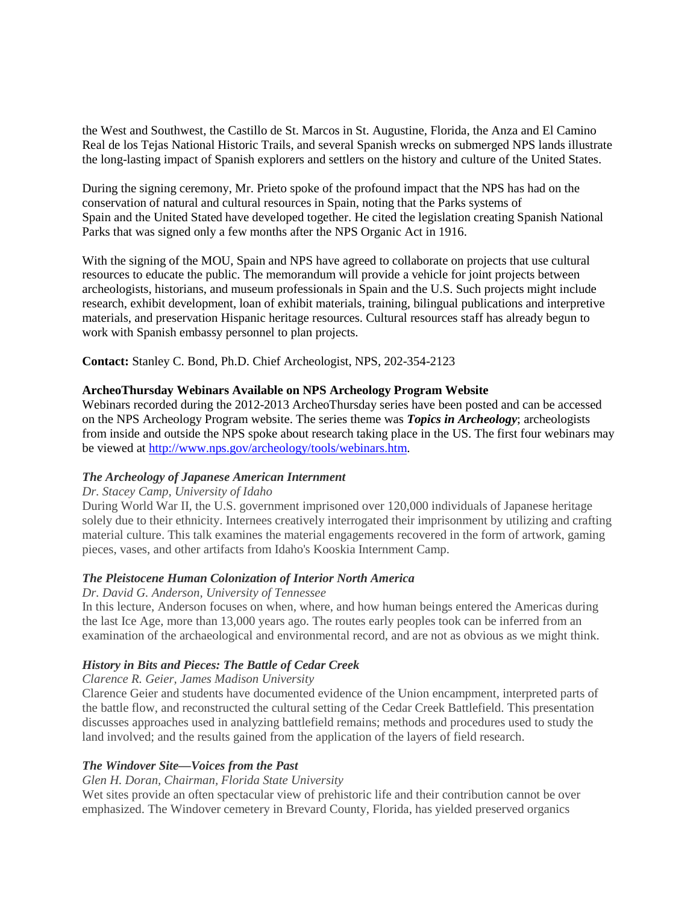the West and Southwest, the Castillo de St. Marcos in St. Augustine, Florida, the Anza and El Camino Real de los Tejas National Historic Trails, and several Spanish wrecks on submerged NPS lands illustrate the long-lasting impact of Spanish explorers and settlers on the history and culture of the United States.

During the signing ceremony, Mr. Prieto spoke of the profound impact that the NPS has had on the conservation of natural and cultural resources in Spain, noting that the Parks systems of Spain and the United Stated have developed together. He cited the legislation creating Spanish National Parks that was signed only a few months after the NPS Organic Act in 1916.

With the signing of the MOU, Spain and NPS have agreed to collaborate on projects that use cultural resources to educate the public. The memorandum will provide a vehicle for joint projects between archeologists, historians, and museum professionals in Spain and the U.S. Such projects might include research, exhibit development, loan of exhibit materials, training, bilingual publications and interpretive materials, and preservation Hispanic heritage resources. Cultural resources staff has already begun to work with Spanish embassy personnel to plan projects.

**Contact:** Stanley C. Bond, Ph.D. Chief Archeologist, NPS, 202-354-2123

**ArcheoThursday Webinars Available on NPS Archeology Program Website**

Webinars recorded during the 2012-2013 ArcheoThursday series have been posted and can be accessed on the NPS Archeology Program website. The series theme was ***Topics in Archeology***; archeologists from inside and outside the NPS spoke about research taking place in the US. The first four webinars may be viewed at [http://www.nps.gov/archeology/tools/webinars.htm](http://www.nps.gov/archeology/tools/webinars.htm).

***The Archeology of Japanese American Internment***

*Dr. Stacey Camp, University of Idaho*

During World War II, the U.S. government imprisoned over 120,000 individuals of Japanese heritage solely due to their ethnicity. Internees creatively interrogated their imprisonment by utilizing and crafting material culture. This talk examines the material engagements recovered in the form of artwork, gaming pieces, vases, and other artifacts from Idaho's Kooskia Internment Camp.

***The Pleistocene Human Colonization of Interior North America***

*Dr. David G. Anderson, University of Tennessee*

In this lecture, Anderson focuses on when, where, and how human beings entered the Americas during the last Ice Age, more than 13,000 years ago. The routes early peoples took can be inferred from an examination of the archaeological and environmental record, and are not as obvious as we might think.

***History in Bits and Pieces: The Battle of Cedar Creek***

*Clarence R. Geier, James Madison University*

Clarence Geier and students have documented evidence of the Union encampment, interpreted parts of the battle flow, and reconstructed the cultural setting of the Cedar Creek Battlefield. This presentation discusses approaches used in analyzing battlefield remains; methods and procedures used to study the land involved; and the results gained from the application of the layers of field research.

***The Windover Site—Voices from the Past***

*Glen H. Doran, Chairman, Florida State University*

Wet sites provide an often spectacular view of prehistoric life and their contribution cannot be over emphasized. The Windover cemetery in Brevard County, Florida, has yielded preserved organics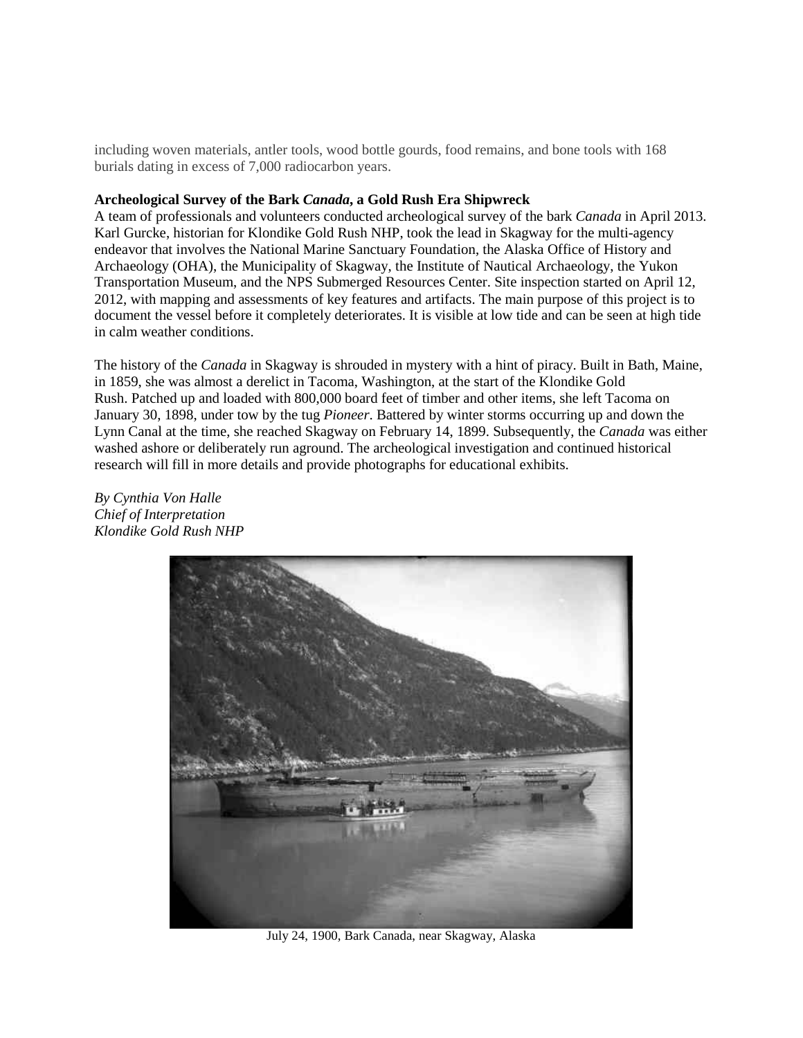including woven materials, antler tools, wood bottle gourds, food remains, and bone tools with 168 burials dating in excess of 7,000 radiocarbon years.

**Archeological Survey of the Bark *Canada*, a Gold Rush Era Shipwreck**

A team of professionals and volunteers conducted archeological survey of the bark *Canada* in April 2013. Karl Gurcke, historian for Klondike Gold Rush NHP, took the lead in Skagway for the multi-agency endeavor that involves the National Marine Sanctuary Foundation, the Alaska Office of History and Archaeology (OHA), the Municipality of Skagway, the Institute of Nautical Archaeology, the Yukon Transportation Museum, and the NPS Submerged Resources Center. Site inspection started on April 12, 2012, with mapping and assessments of key features and artifacts. The main purpose of this project is to document the vessel before it completely deteriorates. It is visible at low tide and can be seen at high tide in calm weather conditions.

The history of the *Canada* in Skagway is shrouded in mystery with a hint of piracy. Built in Bath, Maine, in 1859, she was almost a derelict in Tacoma, Washington, at the start of the Klondike Gold Rush. Patched up and loaded with 800,000 board feet of timber and other items, she left Tacoma on January 30, 1898, under tow by the tug *Pioneer*. Battered by winter storms occurring up and down the Lynn Canal at the time, she reached Skagway on February 14, 1899. Subsequently, the *Canada* was either washed ashore or deliberately run aground. The archeological investigation and continued historical research will fill in more details and provide photographs for educational exhibits.

*By Cynthia Von Halle*
*Chief of Interpretation*
*Klondike Gold Rush NHP*

July 24, 1900, Bark Canada, near Skagway, Alaska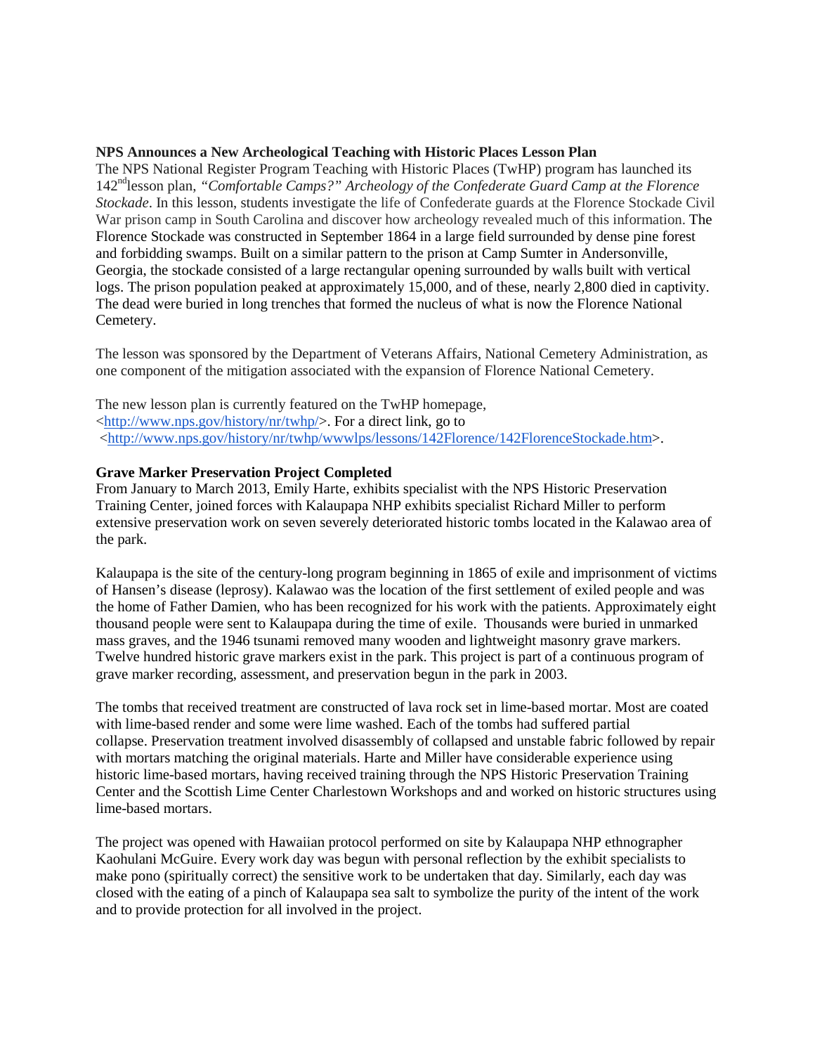**NPS Announces a New Archeological Teaching with Historic Places Lesson Plan**

The NPS National Register Program Teaching with Historic Places (TwHP) program has launched its 142nd lesson plan, *"Comfortable Camps?" Archeology of the Confederate Guard Camp at the Florence Stockade*. In this lesson, students investigate the life of Confederate guards at the Florence Stockade Civil War prison camp in South Carolina and discover how archeology revealed much of this information. The Florence Stockade was constructed in September 1864 in a large field surrounded by dense pine forest and forbidding swamps. Built on a similar pattern to the prison at Camp Sumter in Andersonville, Georgia, the stockade consisted of a large rectangular opening surrounded by walls built with vertical logs. The prison population peaked at approximately 15,000, and of these, nearly 2,800 died in captivity. The dead were buried in long trenches that formed the nucleus of what is now the Florence National Cemetery.

The lesson was sponsored by the Department of Veterans Affairs, National Cemetery Administration, as one component of the mitigation associated with the expansion of Florence National Cemetery.

The new lesson plan is currently featured on the TwHP homepage, <http://www.nps.gov/history/nr/twhp/>. For a direct link, go to <http://www.nps.gov/history/nr/twhp/wwwlps/lessons/142Florence/142FlorenceStockade.htm>.

**Grave Marker Preservation Project Completed**

From January to March 2013, Emily Harte, exhibits specialist with the NPS Historic Preservation Training Center, joined forces with Kalaupapa NHP exhibits specialist Richard Miller to perform extensive preservation work on seven severely deteriorated historic tombs located in the Kalawao area of the park.

Kalaupapa is the site of the century-long program beginning in 1865 of exile and imprisonment of victims of Hansen's disease (leprosy). Kalawao was the location of the first settlement of exiled people and was the home of Father Damien, who has been recognized for his work with the patients. Approximately eight thousand people were sent to Kalaupapa during the time of exile. Thousands were buried in unmarked mass graves, and the 1946 tsunami removed many wooden and lightweight masonry grave markers. Twelve hundred historic grave markers exist in the park. This project is part of a continuous program of grave marker recording, assessment, and preservation begun in the park in 2003.

The tombs that received treatment are constructed of lava rock set in lime-based mortar. Most are coated with lime-based render and some were lime washed. Each of the tombs had suffered partial collapse. Preservation treatment involved disassembly of collapsed and unstable fabric followed by repair with mortars matching the original materials. Harte and Miller have considerable experience using historic lime-based mortars, having received training through the NPS Historic Preservation Training Center and the Scottish Lime Center Charlestown Workshops and and worked on historic structures using lime-based mortars.

The project was opened with Hawaiian protocol performed on site by Kalaupapa NHP ethnographer Kaohulani McGuire. Every work day was begun with personal reflection by the exhibit specialists to make pono (spiritually correct) the sensitive work to be undertaken that day. Similarly, each day was closed with the eating of a pinch of Kalaupapa sea salt to symbolize the purity of the intent of the work and to provide protection for all involved in the project.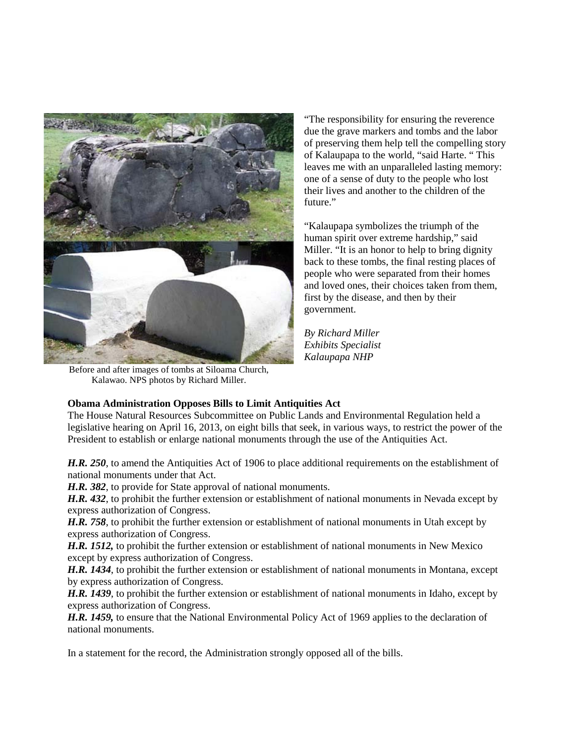Before and after images of tombs at Siloama Church, Kalawao. NPS photos by Richard Miller.

"The responsibility for ensuring the reverence due the grave markers and tombs and the labor of preserving them help tell the compelling story of Kalaupapa to the world, "said Harte. " This leaves me with an unparalleled lasting memory: one of a sense of duty to the people who lost their lives and another to the children of the future."

"Kalaupapa symbolizes the triumph of the human spirit over extreme hardship," said Miller. "It is an honor to help to bring dignity back to these tombs, the final resting places of people who were separated from their homes and loved ones, their choices taken from them, first by the disease, and then by their government.

*By Richard Miller*
*Exhibits Specialist*
*Kalaupapa NHP*

**Obama Administration Opposes Bills to Limit Antiquities Act**

The House Natural Resources Subcommittee on Public Lands and Environmental Regulation held a legislative hearing on April 16, 2013, on eight bills that seek, in various ways, to restrict the power of the President to establish or enlarge national monuments through the use of the Antiquities Act.

***H.R. 250***, to amend the Antiquities Act of 1906 to place additional requirements on the establishment of national monuments under that Act.
***H.R. 382***, to provide for State approval of national monuments.
***H.R. 432***, to prohibit the further extension or establishment of national monuments in Nevada except by express authorization of Congress.
***H.R. 758***, to prohibit the further extension or establishment of national monuments in Utah except by express authorization of Congress.
***H.R. 1512,*** to prohibit the further extension or establishment of national monuments in New Mexico except by express authorization of Congress.
***H.R. 1434***, to prohibit the further extension or establishment of national monuments in Montana, except by express authorization of Congress.
***H.R. 1439***, to prohibit the further extension or establishment of national monuments in Idaho, except by express authorization of Congress.
***H.R. 1459,*** to ensure that the National Environmental Policy Act of 1969 applies to the declaration of national monuments.

In a statement for the record, the Administration strongly opposed all of the bills.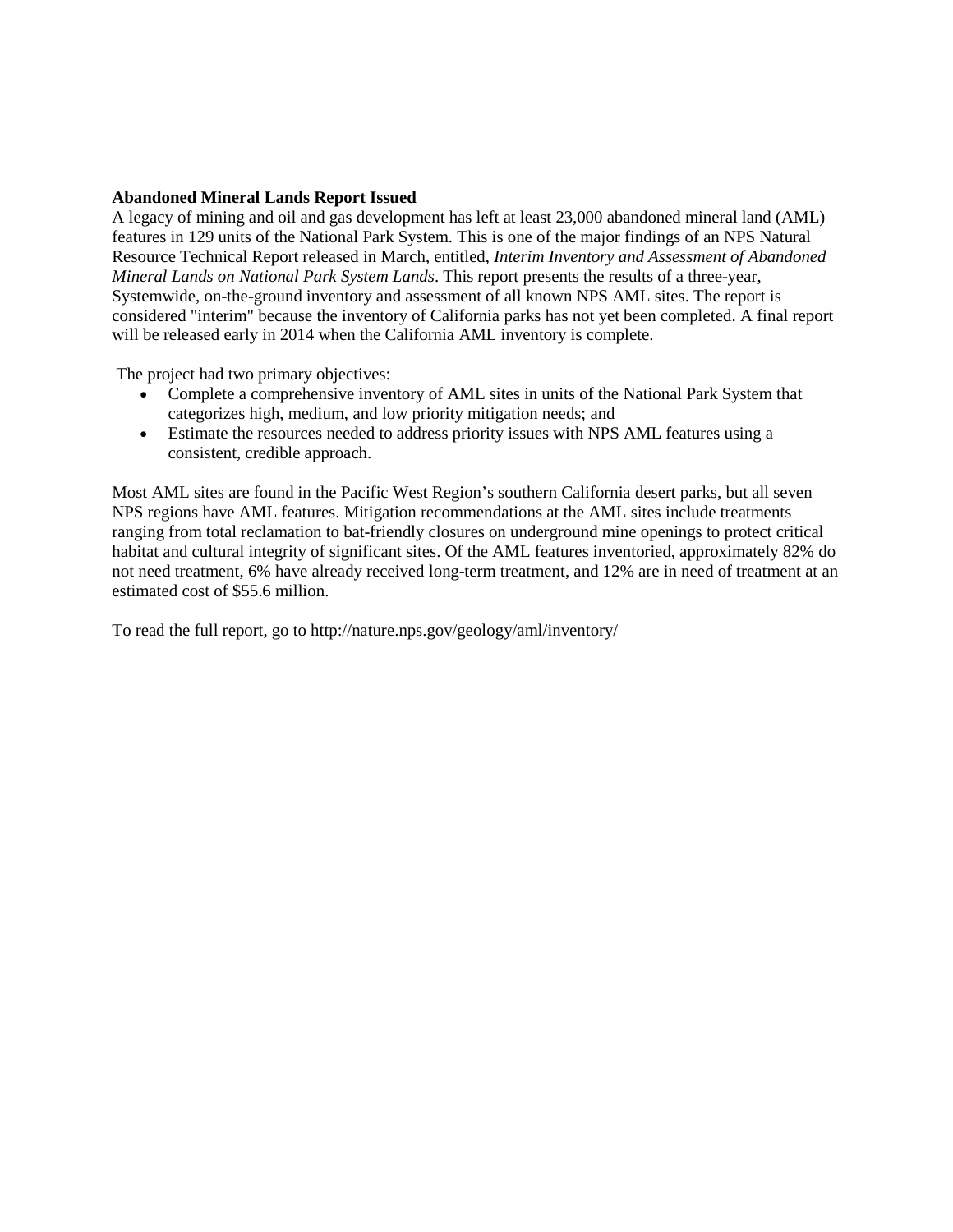**Abandoned Mineral Lands Report Issued**

A legacy of mining and oil and gas development has left at least 23,000 abandoned mineral land (AML) features in 129 units of the National Park System. This is one of the major findings of an NPS Natural Resource Technical Report released in March, entitled, *Interim Inventory and Assessment of Abandoned Mineral Lands on National Park System Lands*. This report presents the results of a three-year, Systemwide, on-the-ground inventory and assessment of all known NPS AML sites. The report is considered "interim" because the inventory of California parks has not yet been completed. A final report will be released early in 2014 when the California AML inventory is complete.

The project had two primary objectives:

- Complete a comprehensive inventory of AML sites in units of the National Park System that categorizes high, medium, and low priority mitigation needs; and
- Estimate the resources needed to address priority issues with NPS AML features using a consistent, credible approach.

Most AML sites are found in the Pacific West Region's southern California desert parks, but all seven NPS regions have AML features. Mitigation recommendations at the AML sites include treatments ranging from total reclamation to bat-friendly closures on underground mine openings to protect critical habitat and cultural integrity of significant sites. Of the AML features inventoried, approximately 82% do not need treatment, 6% have already received long-term treatment, and 12% are in need of treatment at an estimated cost of $55.6 million.

To read the full report, go to http://nature.nps.gov/geology/aml/inventory/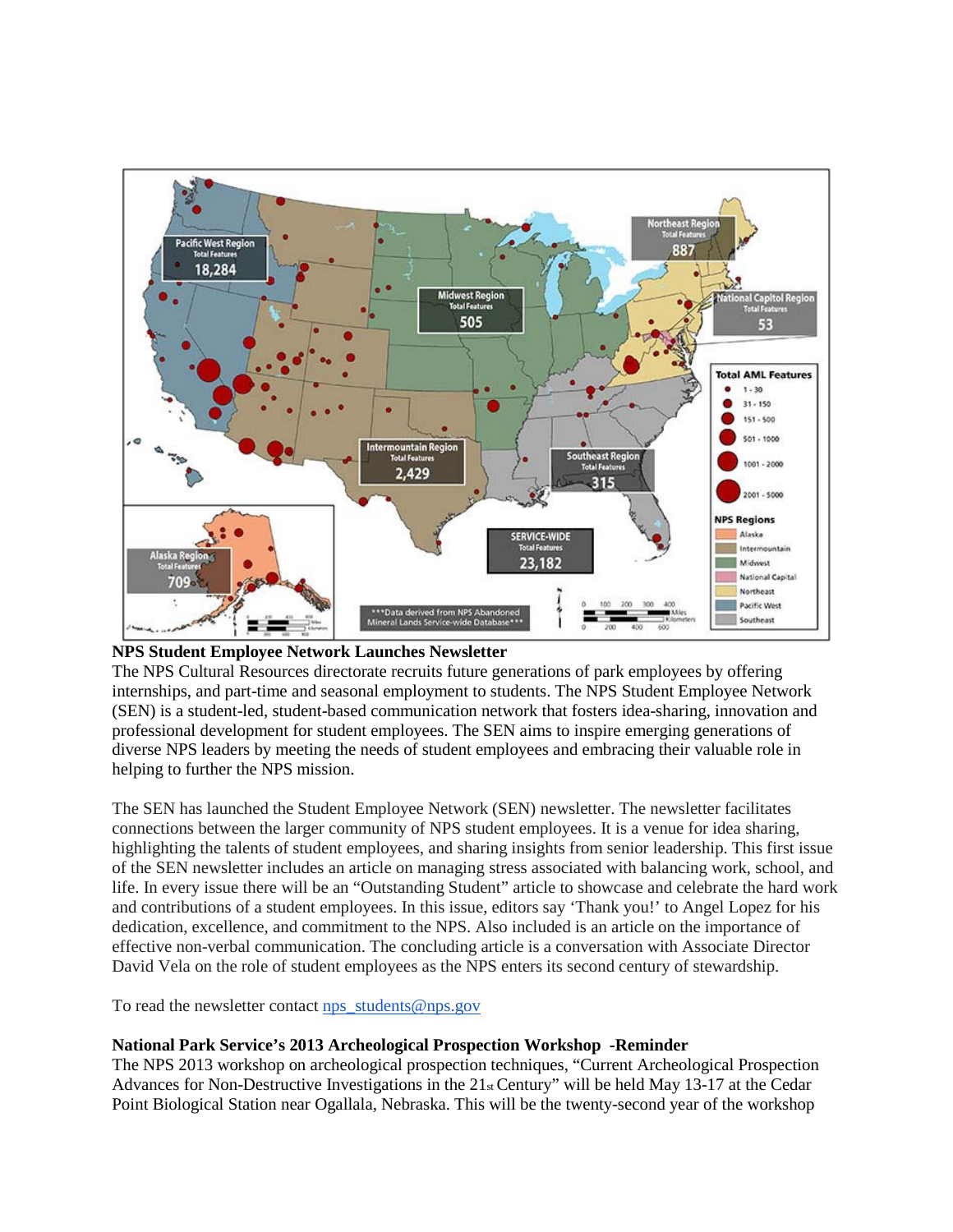**NPS Student Employee Network Launches Newsletter**

The NPS Cultural Resources directorate recruits future generations of park employees by offering internships, and part-time and seasonal employment to students. The NPS Student Employee Network (SEN) is a student-led, student-based communication network that fosters idea-sharing, innovation and professional development for student employees. The SEN aims to inspire emerging generations of diverse NPS leaders by meeting the needs of student employees and embracing their valuable role in helping to further the NPS mission.

The SEN has launched the Student Employee Network (SEN) newsletter. The newsletter facilitates connections between the larger community of NPS student employees. It is a venue for idea sharing, highlighting the talents of student employees, and sharing insights from senior leadership. This first issue of the SEN newsletter includes an article on managing stress associated with balancing work, school, and life. In every issue there will be an "Outstanding Student" article to showcase and celebrate the hard work and contributions of a student employees. In this issue, editors say 'Thank you!' to Angel Lopez for his dedication, excellence, and commitment to the NPS. Also included is an article on the importance of effective non-verbal communication. The concluding article is a conversation with Associate Director David Vela on the role of student employees as the NPS enters its second century of stewardship.

To read the newsletter contact nps_students@nps.gov

**National Park Service's 2013 Archeological Prospection Workshop -Reminder**

The NPS 2013 workshop on archeological prospection techniques, "Current Archeological Prospection Advances for Non-Destructive Investigations in the 21st Century" will be held May 13-17 at the Cedar Point Biological Station near Ogallala, Nebraska. This will be the twenty-second year of the workshop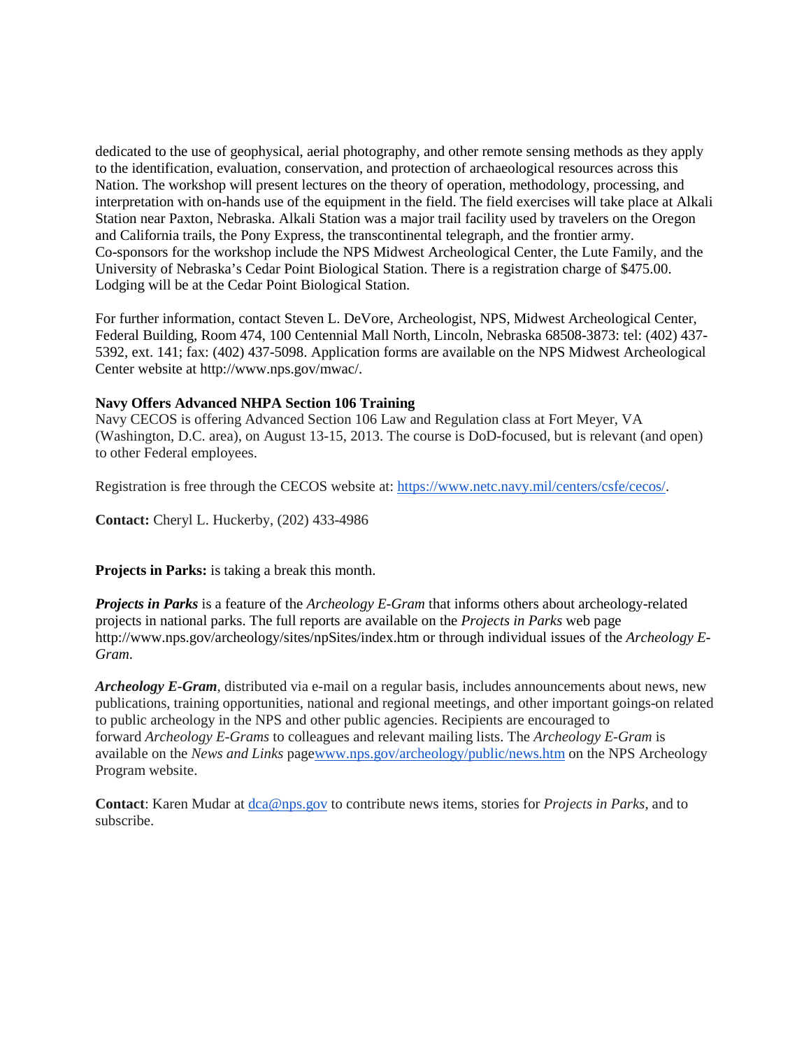dedicated to the use of geophysical, aerial photography, and other remote sensing methods as they apply to the identification, evaluation, conservation, and protection of archaeological resources across this Nation. The workshop will present lectures on the theory of operation, methodology, processing, and interpretation with on-hands use of the equipment in the field. The field exercises will take place at Alkali Station near Paxton, Nebraska. Alkali Station was a major trail facility used by travelers on the Oregon and California trails, the Pony Express, the transcontinental telegraph, and the frontier army. Co-sponsors for the workshop include the NPS Midwest Archeological Center, the Lute Family, and the University of Nebraska's Cedar Point Biological Station. There is a registration charge of $475.00. Lodging will be at the Cedar Point Biological Station.

For further information, contact Steven L. DeVore, Archeologist, NPS, Midwest Archeological Center, Federal Building, Room 474, 100 Centennial Mall North, Lincoln, Nebraska 68508-3873: tel: (402) 437-5392, ext. 141; fax: (402) 437-5098. Application forms are available on the NPS Midwest Archeological Center website at http://www.nps.gov/mwac/.

**Navy Offers Advanced NHPA Section 106 Training**
Navy CECOS is offering Advanced Section 106 Law and Regulation class at Fort Meyer, VA (Washington, D.C. area), on August 13-15, 2013. The course is DoD-focused, but is relevant (and open) to other Federal employees.

Registration is free through the CECOS website at: [https://www.netc.navy.mil/centers/csfe/cecos/](https://www.netc.navy.mil/centers/csfe/cecos/).

**Contact:** Cheryl L. Huckerby, (202) 433-4986

**Projects in Parks:** is taking a break this month.

***Projects in Parks*** is a feature of the *Archeology E-Gram* that informs others about archeology-related projects in national parks. The full reports are available on the *Projects in Parks* web page http://www.nps.gov/archeology/sites/npSites/index.htm or through individual issues of the *Archeology E-Gram*.

***Archeology E-Gram***, distributed via e-mail on a regular basis, includes announcements about news, new publications, training opportunities, national and regional meetings, and other important goings-on related to public archeology in the NPS and other public agencies. Recipients are encouraged to forward *Archeology E-Grams* to colleagues and relevant mailing lists. The *Archeology E-Gram* is available on the *News and Links* page[www.nps.gov/archeology/public/news.htm](www.nps.gov/archeology/public/news.htm) on the NPS Archeology Program website.

**Contact**: Karen Mudar at [dca@nps.gov](mailto:dca@nps.gov) to contribute news items, stories for *Projects in Parks*, and to subscribe.